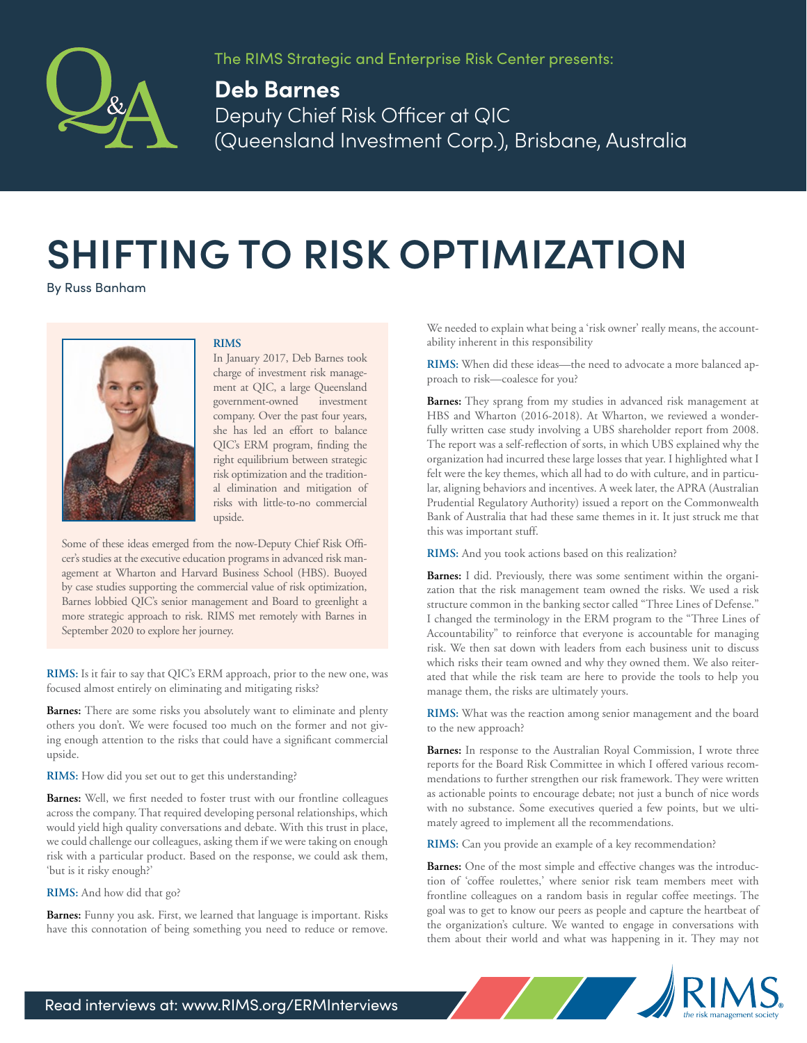The RIMS Strategic and Enterprise Risk Center presents:

**Deb Barnes**
Deputy Chief Risk Officer at QIC (Queensland Investment Corp.), Brisbane, Australia

# SHIFTING TO RISK OPTIMIZATION

By Russ Banham

**RIMS**

In January 2017, Deb Barnes took charge of investment risk management at QIC, a large Queensland government-owned investment company. Over the past four years, she has led an effort to balance QIC's ERM program, finding the right equilibrium between strategic risk optimization and the traditional elimination and mitigation of risks with little-to-no commercial upside.

Some of these ideas emerged from the now-Deputy Chief Risk Officer's studies at the executive education programs in advanced risk management at Wharton and Harvard Business School (HBS). Buoyed by case studies supporting the commercial value of risk optimization, Barnes lobbied QIC's senior management and Board to greenlight a more strategic approach to risk. RIMS met remotely with Barnes in September 2020 to explore her journey.

**RIMS:** Is it fair to say that QIC's ERM approach, prior to the new one, was focused almost entirely on eliminating and mitigating risks?

**Barnes:** There are some risks you absolutely want to eliminate and plenty others you don't. We were focused too much on the former and not giving enough attention to the risks that could have a significant commercial upside.

**RIMS:** How did you set out to get this understanding?

**Barnes:** Well, we first needed to foster trust with our frontline colleagues across the company. That required developing personal relationships, which would yield high quality conversations and debate. With this trust in place, we could challenge our colleagues, asking them if we were taking on enough risk with a particular product. Based on the response, we could ask them, 'but is it risky enough?'

**RIMS:** And how did that go?

**Barnes:** Funny you ask. First, we learned that language is important. Risks have this connotation of being something you need to reduce or remove. We needed to explain what being a 'risk owner' really means, the accountability inherent in this responsibility

**RIMS:** When did these ideas—the need to advocate a more balanced approach to risk—coalesce for you?

**Barnes:** They sprang from my studies in advanced risk management at HBS and Wharton (2016-2018). At Wharton, we reviewed a wonderfully written case study involving a UBS shareholder report from 2008. The report was a self-reflection of sorts, in which UBS explained why the organization had incurred these large losses that year. I highlighted what I felt were the key themes, which all had to do with culture, and in particular, aligning behaviors and incentives. A week later, the APRA (Australian Prudential Regulatory Authority) issued a report on the Commonwealth Bank of Australia that had these same themes in it. It just struck me that this was important stuff.

**RIMS:** And you took actions based on this realization?

**Barnes:** I did. Previously, there was some sentiment within the organization that the risk management team owned the risks. We used a risk structure common in the banking sector called "Three Lines of Defense." I changed the terminology in the ERM program to the "Three Lines of Accountability" to reinforce that everyone is accountable for managing risk. We then sat down with leaders from each business unit to discuss which risks their team owned and why they owned them. We also reiterated that while the risk team are here to provide the tools to help you manage them, the risks are ultimately yours.

**RIMS:** What was the reaction among senior management and the board to the new approach?

**Barnes:** In response to the Australian Royal Commission, I wrote three reports for the Board Risk Committee in which I offered various recommendations to further strengthen our risk framework. They were written as actionable points to encourage debate; not just a bunch of nice words with no substance. Some executives queried a few points, but we ultimately agreed to implement all the recommendations.

**RIMS:** Can you provide an example of a key recommendation?

**Barnes:** One of the most simple and effective changes was the introduction of 'coffee roulettes,' where senior risk team members meet with frontline colleagues on a random basis in regular coffee meetings. The goal was to get to know our peers as people and capture the heartbeat of the organization's culture. We wanted to engage in conversations with them about their world and what was happening in it. They may not

Read interviews at: www.RIMS.org/ERMInterviews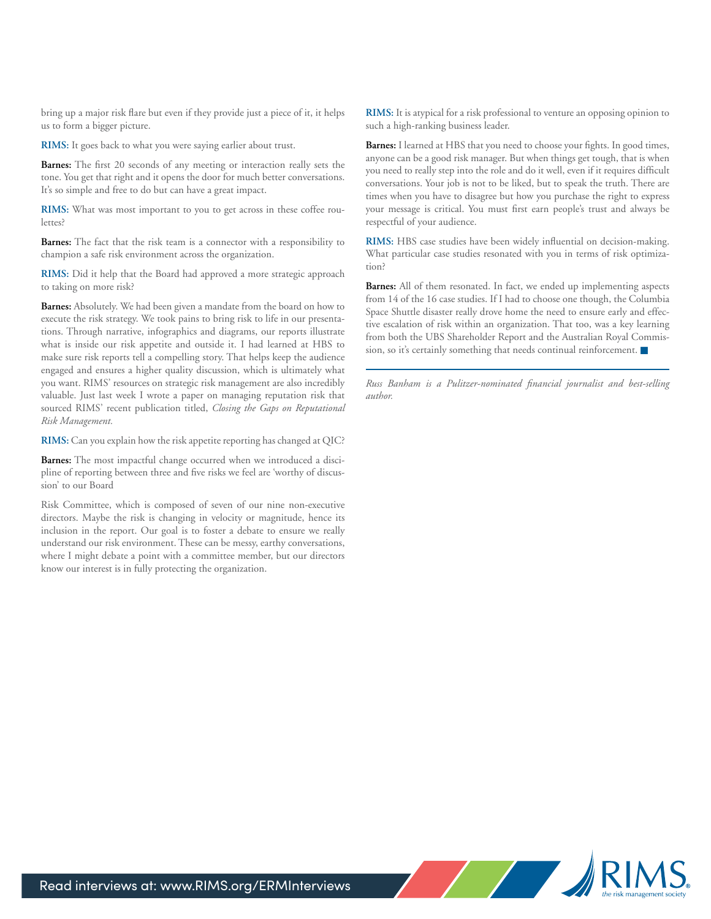bring up a major risk flare but even if they provide just a piece of it, it helps us to form a bigger picture.

**RIMS:** It goes back to what you were saying earlier about trust.

**Barnes:** The first 20 seconds of any meeting or interaction really sets the tone. You get that right and it opens the door for much better conversations. It's so simple and free to do but can have a great impact.

**RIMS:** What was most important to you to get across in these coffee roulettes?

**Barnes:** The fact that the risk team is a connector with a responsibility to champion a safe risk environment across the organization.

**RIMS:** Did it help that the Board had approved a more strategic approach to taking on more risk?

**Barnes:** Absolutely. We had been given a mandate from the board on how to execute the risk strategy. We took pains to bring risk to life in our presentations. Through narrative, infographics and diagrams, our reports illustrate what is inside our risk appetite and outside it. I had learned at HBS to make sure risk reports tell a compelling story. That helps keep the audience engaged and ensures a higher quality discussion, which is ultimately what you want. RIMS' resources on strategic risk management are also incredibly valuable. Just last week I wrote a paper on managing reputation risk that sourced RIMS' recent publication titled, *Closing the Gaps on Reputational Risk Management.*

**RIMS:** Can you explain how the risk appetite reporting has changed at QIC?

**Barnes:** The most impactful change occurred when we introduced a discipline of reporting between three and five risks we feel are 'worthy of discussion' to our Board

Risk Committee, which is composed of seven of our nine non-executive directors. Maybe the risk is changing in velocity or magnitude, hence its inclusion in the report. Our goal is to foster a debate to ensure we really understand our risk environment. These can be messy, earthy conversations, where I might debate a point with a committee member, but our directors know our interest is in fully protecting the organization.

**RIMS:** It is atypical for a risk professional to venture an opposing opinion to such a high-ranking business leader.

**Barnes:** I learned at HBS that you need to choose your fights. In good times, anyone can be a good risk manager. But when things get tough, that is when you need to really step into the role and do it well, even if it requires difficult conversations. Your job is not to be liked, but to speak the truth. There are times when you have to disagree but how you purchase the right to express your message is critical. You must first earn people's trust and always be respectful of your audience.

**RIMS:** HBS case studies have been widely influential on decision-making. What particular case studies resonated with you in terms of risk optimization?

**Barnes:** All of them resonated. In fact, we ended up implementing aspects from 14 of the 16 case studies. If I had to choose one though, the Columbia Space Shuttle disaster really drove home the need to ensure early and effective escalation of risk within an organization. That too, was a key learning from both the UBS Shareholder Report and the Australian Royal Commission, so it's certainly something that needs continual reinforcement. ■

---

*Russ Banham is a Pulitzer-nominated financial journalist and best-selling author.*

Read interviews at: www.RIMS.org/ERMInterviews

RIMS the risk management society